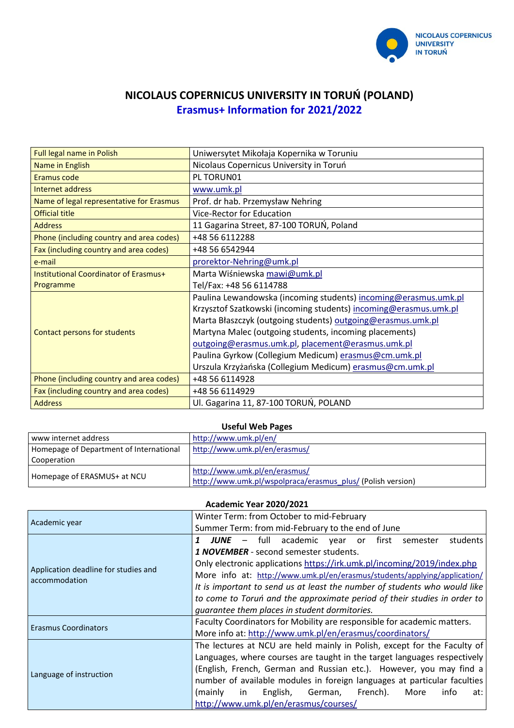# NICOLAUS COPERNICUS UNIVERSITY IN TORUŃ (POLAND)

## Erasmus+ Information for 2021/2022

| | |
|---|---|
| Full legal name in Polish | Uniwersytet Mikołaja Kopernika w Toruniu |
| Name in English | Nicolaus Copernicus University in Toruń |
| Eramus code | PL TORUN01 |
| Internet address | www.umk.pl |
| Name of legal representative for Erasmus | Prof. dr hab. Przemysław Nehring |
| Official title | Vice-Rector for Education |
| Address | 11 Gagarina Street, 87-100 TORUŃ, Poland |
| Phone (including country and area codes) | +48 56 6112288 |
| Fax (including country and area codes) | +48 56 6542944 |
| e-mail | prorektor-Nehring@umk.pl |
| Institutional Coordinator of Erasmus+ Programme | Marta Wiśniewska mawi@umk.pl<br>Tel/Fax: +48 56 6114788 |
| Contact persons for students | Paulina Lewandowska (incoming students) incoming@erasmus.umk.pl<br>Krzysztof Szatkowski (incoming students) incoming@erasmus.umk.pl<br>Marta Błaszczyk (outgoing students) outgoing@erasmus.umk.pl<br>Martyna Malec (outgoing students, incoming placements) outgoing@erasmus.umk.pl, placement@erasmus.umk.pl<br>Paulina Gyrkow (Collegium Medicum) erasmus@cm.umk.pl<br>Urszula Krzyżańska (Collegium Medicum) erasmus@cm.umk.pl |
| Phone (including country and area codes) | +48 56 6114928 |
| Fax (including country and area codes) | +48 56 6114929 |
| Address | Ul. Gagarina 11, 87-100 TORUŃ, POLAND |

**Useful Web Pages**

| | |
|---|---|
| www internet address | http://www.umk.pl/en/ |
| Homepage of Department of International Cooperation | http://www.umk.pl/en/erasmus/ |
| Homepage of ERASMUS+ at NCU | http://www.umk.pl/en/erasmus/<br>http://www.umk.pl/wspolpraca/erasmus_plus/ (Polish version) |

**Academic Year 2020/2021**

| | |
|---|---|
| Academic year | Winter Term: from October to mid-February<br>Summer Term: from mid-February to the end of June |
| Application deadline for studies and accommodation | ***1 JUNE*** – full academic year or first semester students<br>***1 NOVEMBER*** - second semester students.<br>Only electronic applications https://irk.umk.pl/incoming/2019/index.php<br>More info at: http://www.umk.pl/en/erasmus/students/applying/application/<br>*It is important to send us at least the number of students who would like to come to Toruń and the approximate period of their studies in order to guarantee them places in student dormitories.* |
| Erasmus Coordinators | Faculty Coordinators for Mobility are responsible for academic matters.<br>More info at: http://www.umk.pl/en/erasmus/coordinators/ |
| Language of instruction | The lectures at NCU are held mainly in Polish, except for the Faculty of Languages, where courses are taught in the target languages respectively (English, French, German and Russian etc.). However, you may find a number of available modules in foreign languages at particular faculties (mainly in English, German, French). More info at: http://www.umk.pl/en/erasmus/courses/ |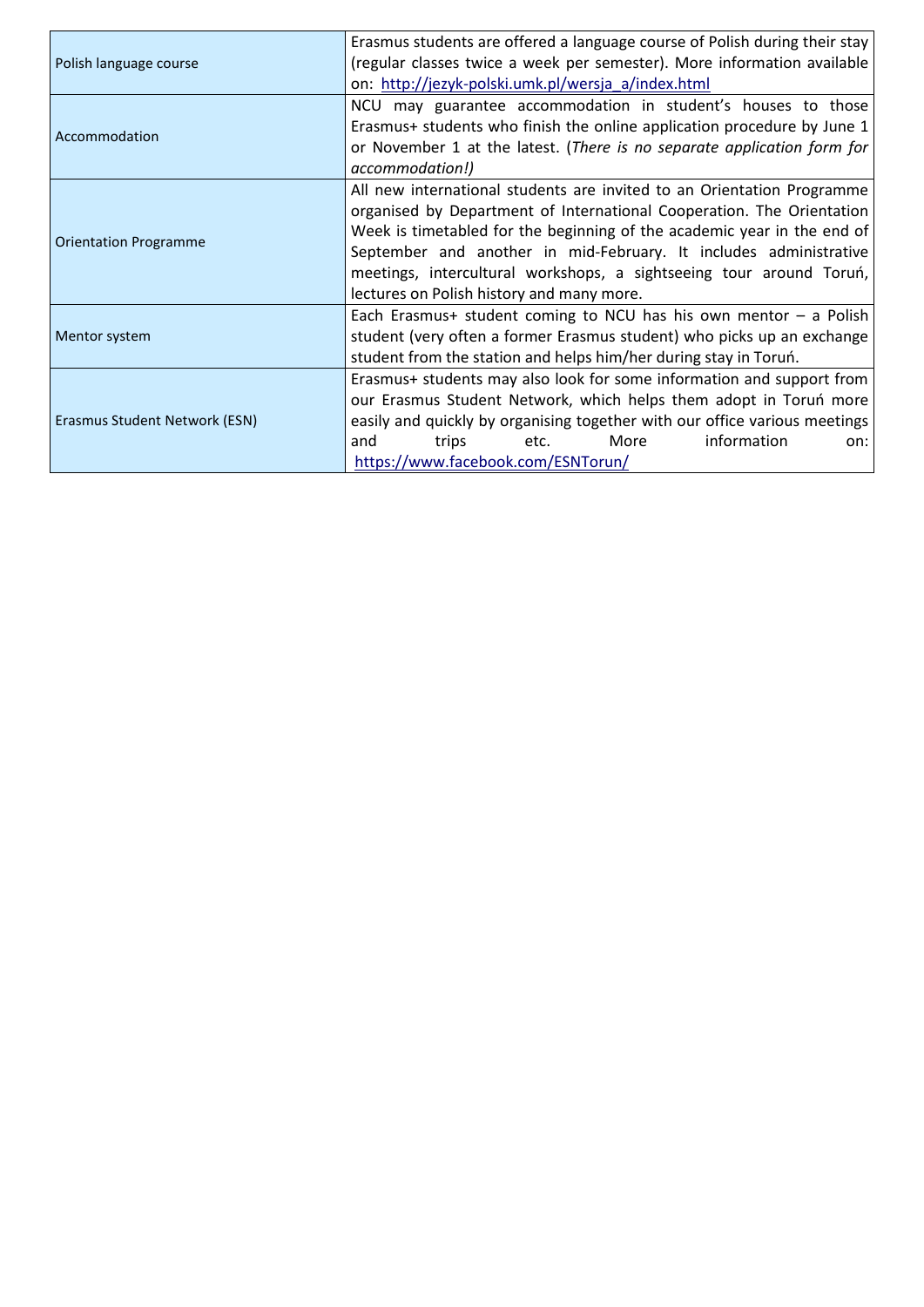| | |
|---|---|
| Polish language course | Erasmus students are offered a language course of Polish during their stay (regular classes twice a week per semester). More information available on: [http://jezyk-polski.umk.pl/wersja_a/index.html](http://jezyk-polski.umk.pl/wersja_a/index.html) |
| Accommodation | NCU may guarantee accommodation in student's houses to those Erasmus+ students who finish the online application procedure by June 1 or November 1 at the latest. (*There is no separate application form for accommodation!)* |
| Orientation Programme | All new international students are invited to an Orientation Programme organised by Department of International Cooperation. The Orientation Week is timetabled for the beginning of the academic year in the end of September and another in mid-February. It includes administrative meetings, intercultural workshops, a sightseeing tour around Toruń, lectures on Polish history and many more. |
| Mentor system | Each Erasmus+ student coming to NCU has his own mentor – a Polish student (very often a former Erasmus student) who picks up an exchange student from the station and helps him/her during stay in Toruń. |
| Erasmus Student Network (ESN) | Erasmus+ students may also look for some information and support from our Erasmus Student Network, which helps them adopt in Toruń more easily and quickly by organising together with our office various meetings and trips etc. More information on: [https://www.facebook.com/ESNTorun/](https://www.facebook.com/ESNTorun/) |